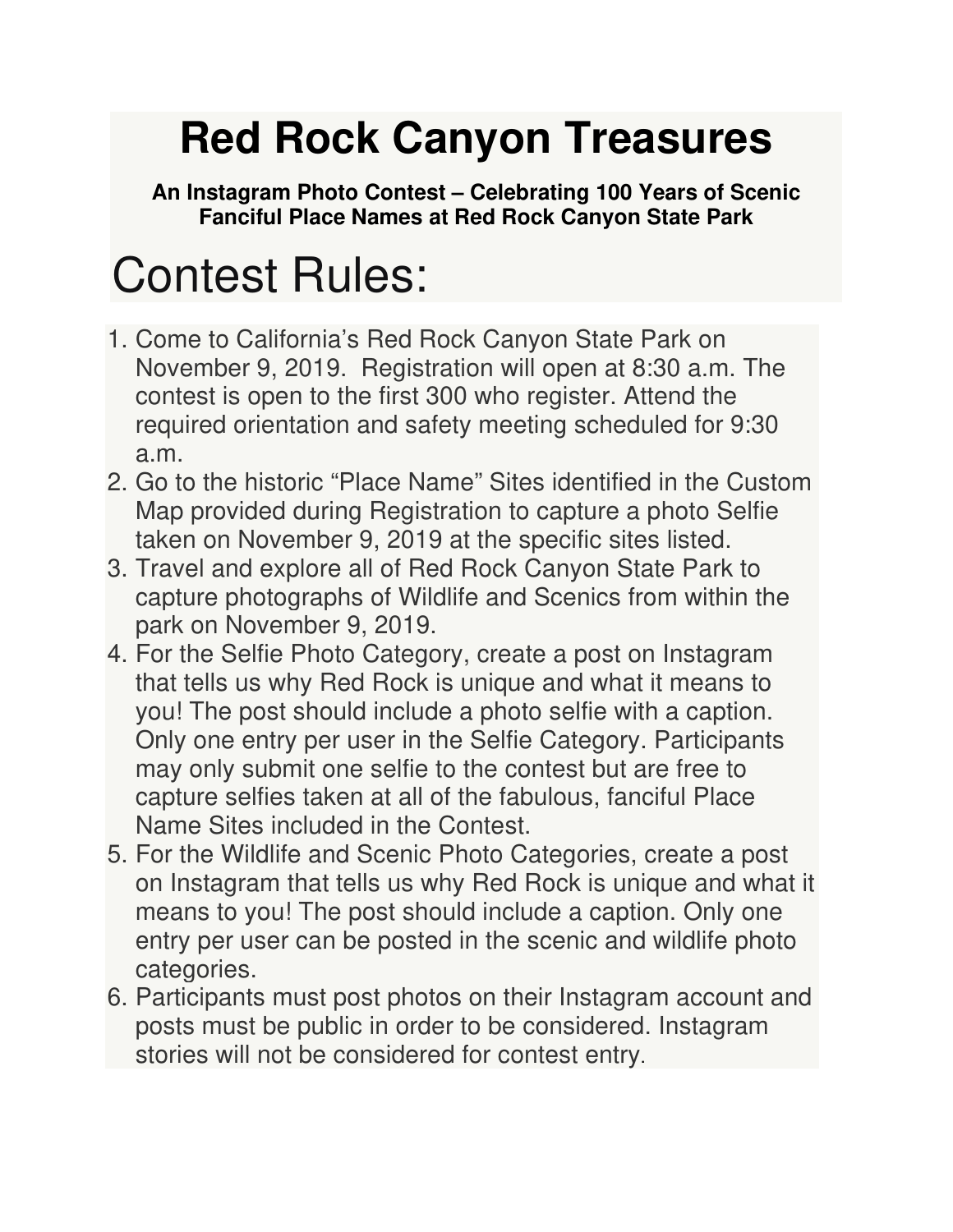# Red Rock Canyon Treasures

**An Instagram Photo Contest – Celebrating 100 Years of Scenic Fanciful Place Names at Red Rock Canyon State Park**

## Contest Rules:

1. Come to California's Red Rock Canyon State Park on November 9, 2019. Registration will open at 8:30 a.m. The contest is open to the first 300 who register. Attend the required orientation and safety meeting scheduled for 9:30 a.m.
2. Go to the historic "Place Name" Sites identified in the Custom Map provided during Registration to capture a photo Selfie taken on November 9, 2019 at the specific sites listed.
3. Travel and explore all of Red Rock Canyon State Park to capture photographs of Wildlife and Scenics from within the park on November 9, 2019.
4. For the Selfie Photo Category, create a post on Instagram that tells us why Red Rock is unique and what it means to you! The post should include a photo selfie with a caption. Only one entry per user in the Selfie Category. Participants may only submit one selfie to the contest but are free to capture selfies taken at all of the fabulous, fanciful Place Name Sites included in the Contest.
5. For the Wildlife and Scenic Photo Categories, create a post on Instagram that tells us why Red Rock is unique and what it means to you! The post should include a caption. Only one entry per user can be posted in the scenic and wildlife photo categories.
6. Participants must post photos on their Instagram account and posts must be public in order to be considered. Instagram stories will not be considered for contest entry.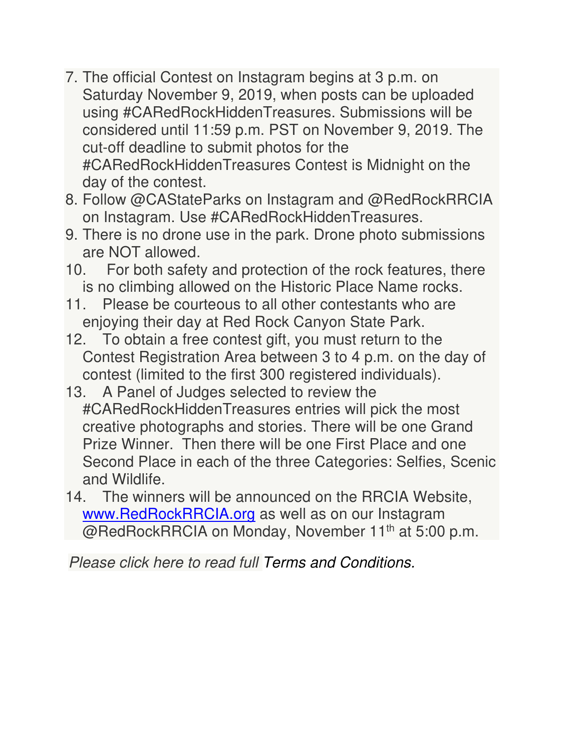7. The official Contest on Instagram begins at 3 p.m. on Saturday November 9, 2019, when posts can be uploaded using #CARedRockHiddenTreasures. Submissions will be considered until 11:59 p.m. PST on November 9, 2019. The cut-off deadline to submit photos for the #CARedRockHiddenTreasures Contest is Midnight on the day of the contest.
8. Follow @CAStateParks on Instagram and @RedRockRRCIA on Instagram. Use #CARedRockHiddenTreasures.
9. There is no drone use in the park. Drone photo submissions are NOT allowed.
10. For both safety and protection of the rock features, there is no climbing allowed on the Historic Place Name rocks.
11. Please be courteous to all other contestants who are enjoying their day at Red Rock Canyon State Park.
12. To obtain a free contest gift, you must return to the Contest Registration Area between 3 to 4 p.m. on the day of contest (limited to the first 300 registered individuals).
13. A Panel of Judges selected to review the #CARedRockHiddenTreasures entries will pick the most creative photographs and stories. There will be one Grand Prize Winner. Then there will be one First Place and one Second Place in each of the three Categories: Selfies, Scenic and Wildlife.
14. The winners will be announced on the RRCIA Website, [www.RedRockRRCIA.org](http://www.RedRockRRCIA.org) as well as on our Instagram @RedRockRRCIA on Monday, November 11th at 5:00 p.m.

*Please click here to read full Terms and Conditions.*